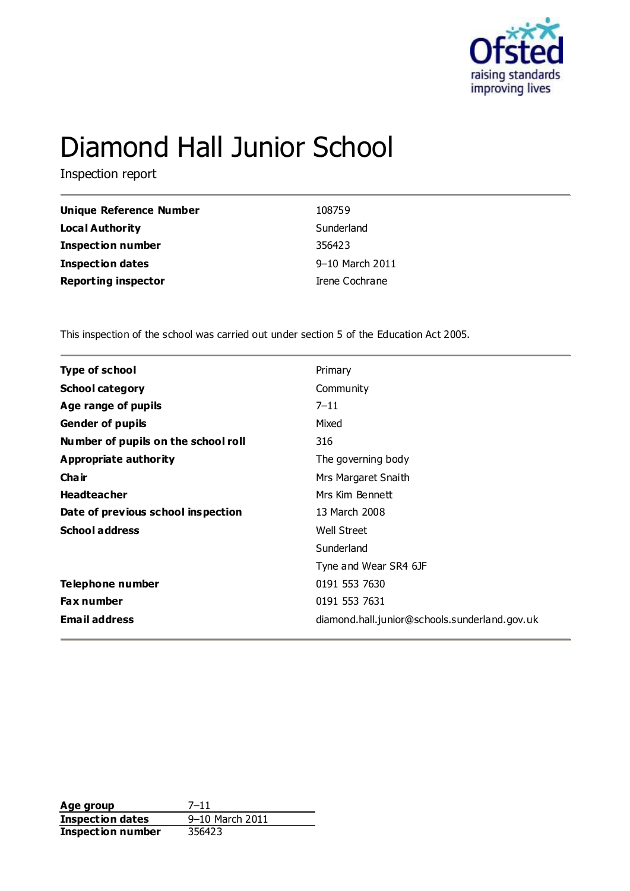# Diamond Hall Junior School

Inspection report

| | |
|---|---|
| **Unique Reference Number** | 108759 |
| **Local Authority** | Sunderland |
| **Inspection number** | 356423 |
| **Inspection dates** | 9–10 March 2011 |
| **Reporting inspector** | Irene Cochrane |

This inspection of the school was carried out under section 5 of the Education Act 2005.

| | |
|---|---|
| **Type of school** | Primary |
| **School category** | Community |
| **Age range of pupils** | 7–11 |
| **Gender of pupils** | Mixed |
| **Number of pupils on the school roll** | 316 |
| **Appropriate authority** | The governing body |
| **Chair** | Mrs Margaret Snaith |
| **Headteacher** | Mrs Kim Bennett |
| **Date of previous school inspection** | 13 March 2008 |
| **School address** | Well Street<br>Sunderland<br>Tyne and Wear SR4 6JF |
| **Telephone number** | 0191 553 7630 |
| **Fax number** | 0191 553 7631 |
| **Email address** | diamond.hall.junior@schools.sunderland.gov.uk |

| | |
|---|---|
| **Age group** | 7–11 |
| **Inspection dates** | 9–10 March 2011 |
| **Inspection number** | 356423 |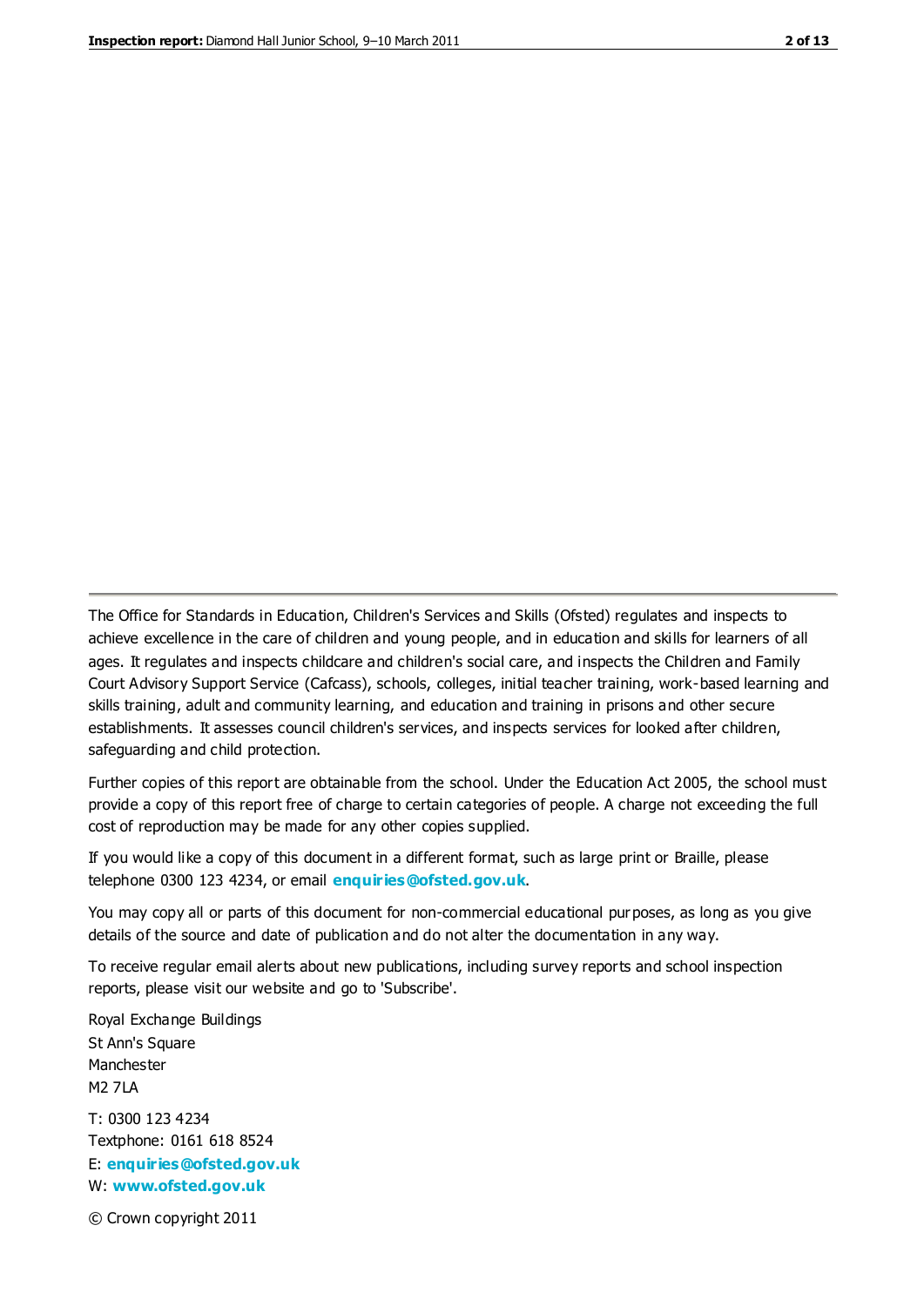The Office for Standards in Education, Children's Services and Skills (Ofsted) regulates and inspects to achieve excellence in the care of children and young people, and in education and skills for learners of all ages. It regulates and inspects childcare and children's social care, and inspects the Children and Family Court Advisory Support Service (Cafcass), schools, colleges, initial teacher training, work-based learning and skills training, adult and community learning, and education and training in prisons and other secure establishments. It assesses council children's services, and inspects services for looked after children, safeguarding and child protection.

Further copies of this report are obtainable from the school. Under the Education Act 2005, the school must provide a copy of this report free of charge to certain categories of people. A charge not exceeding the full cost of reproduction may be made for any other copies supplied.

If you would like a copy of this document in a different format, such as large print or Braille, please telephone 0300 123 4234, or email **enquiries@ofsted.gov.uk**.

You may copy all or parts of this document for non-commercial educational purposes, as long as you give details of the source and date of publication and do not alter the documentation in any way.

To receive regular email alerts about new publications, including survey reports and school inspection reports, please visit our website and go to 'Subscribe'.

Royal Exchange Buildings
St Ann's Square
Manchester
M2 7LA

T: 0300 123 4234
Textphone: 0161 618 8524
E: **enquiries@ofsted.gov.uk**
W: **www.ofsted.gov.uk**

© Crown copyright 2011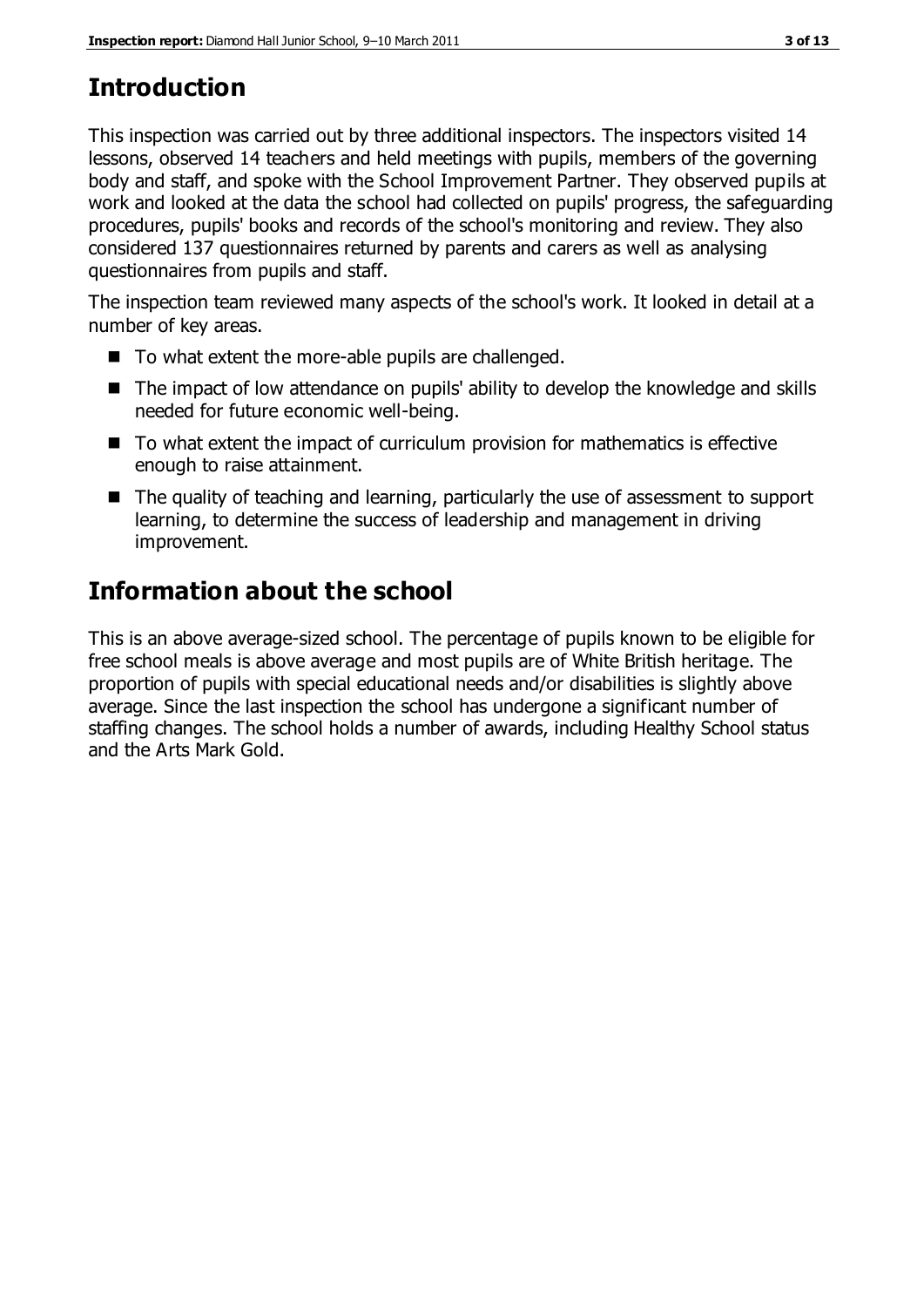## Introduction

This inspection was carried out by three additional inspectors. The inspectors visited 14 lessons, observed 14 teachers and held meetings with pupils, members of the governing body and staff, and spoke with the School Improvement Partner. They observed pupils at work and looked at the data the school had collected on pupils' progress, the safeguarding procedures, pupils' books and records of the school's monitoring and review. They also considered 137 questionnaires returned by parents and carers as well as analysing questionnaires from pupils and staff.

The inspection team reviewed many aspects of the school's work. It looked in detail at a number of key areas.

- To what extent the more-able pupils are challenged.
- The impact of low attendance on pupils' ability to develop the knowledge and skills needed for future economic well-being.
- To what extent the impact of curriculum provision for mathematics is effective enough to raise attainment.
- The quality of teaching and learning, particularly the use of assessment to support learning, to determine the success of leadership and management in driving improvement.

## Information about the school

This is an above average-sized school. The percentage of pupils known to be eligible for free school meals is above average and most pupils are of White British heritage. The proportion of pupils with special educational needs and/or disabilities is slightly above average. Since the last inspection the school has undergone a significant number of staffing changes. The school holds a number of awards, including Healthy School status and the Arts Mark Gold.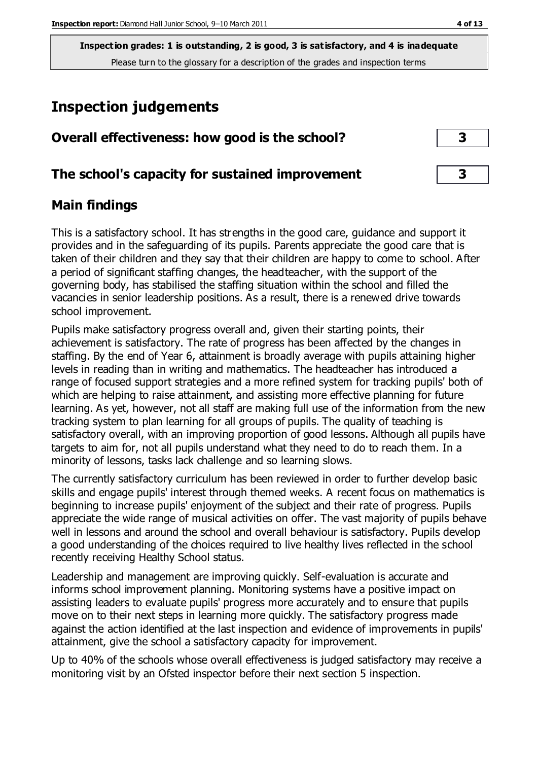**Inspection grades: 1 is outstanding, 2 is good, 3 is satisfactory, and 4 is inadequate**
Please turn to the glossary for a description of the grades and inspection terms

# Inspection judgements

| | |
|---|---|
| **Overall effectiveness: how good is the school?** | **3** |
| **The school's capacity for sustained improvement** | **3** |

## Main findings

This is a satisfactory school. It has strengths in the good care, guidance and support it provides and in the safeguarding of its pupils. Parents appreciate the good care that is taken of their children and they say that their children are happy to come to school. After a period of significant staffing changes, the headteacher, with the support of the governing body, has stabilised the staffing situation within the school and filled the vacancies in senior leadership positions. As a result, there is a renewed drive towards school improvement.

Pupils make satisfactory progress overall and, given their starting points, their achievement is satisfactory. The rate of progress has been affected by the changes in staffing. By the end of Year 6, attainment is broadly average with pupils attaining higher levels in reading than in writing and mathematics. The headteacher has introduced a range of focused support strategies and a more refined system for tracking pupils' both of which are helping to raise attainment, and assisting more effective planning for future learning. As yet, however, not all staff are making full use of the information from the new tracking system to plan learning for all groups of pupils. The quality of teaching is satisfactory overall, with an improving proportion of good lessons. Although all pupils have targets to aim for, not all pupils understand what they need to do to reach them. In a minority of lessons, tasks lack challenge and so learning slows.

The currently satisfactory curriculum has been reviewed in order to further develop basic skills and engage pupils' interest through themed weeks. A recent focus on mathematics is beginning to increase pupils' enjoyment of the subject and their rate of progress. Pupils appreciate the wide range of musical activities on offer. The vast majority of pupils behave well in lessons and around the school and overall behaviour is satisfactory. Pupils develop a good understanding of the choices required to live healthy lives reflected in the school recently receiving Healthy School status.

Leadership and management are improving quickly. Self-evaluation is accurate and informs school improvement planning. Monitoring systems have a positive impact on assisting leaders to evaluate pupils' progress more accurately and to ensure that pupils move on to their next steps in learning more quickly. The satisfactory progress made against the action identified at the last inspection and evidence of improvements in pupils' attainment, give the school a satisfactory capacity for improvement.

Up to 40% of the schools whose overall effectiveness is judged satisfactory may receive a monitoring visit by an Ofsted inspector before their next section 5 inspection.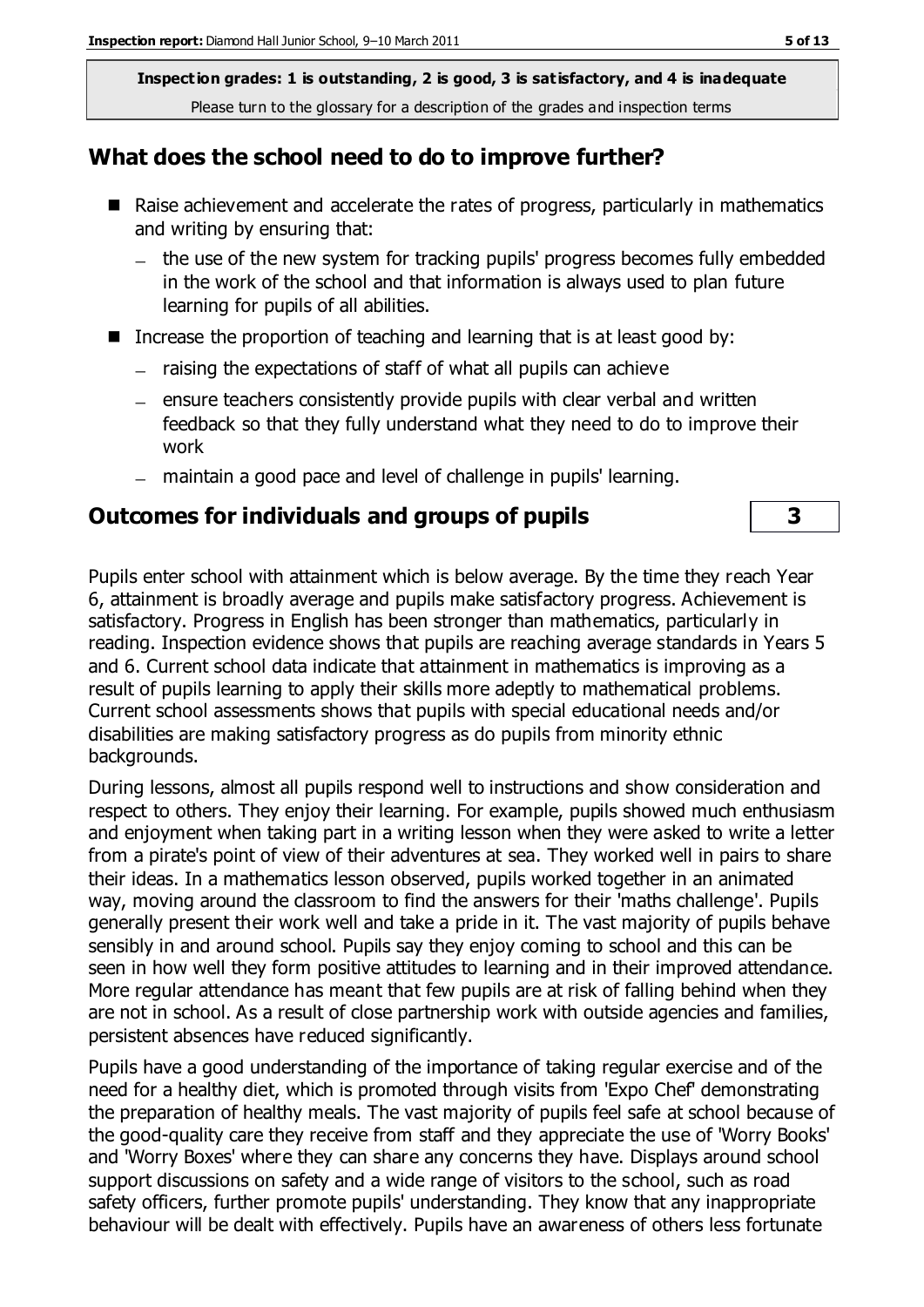**Inspection grades: 1 is outstanding, 2 is good, 3 is satisfactory, and 4 is inadequate**
Please turn to the glossary for a description of the grades and inspection terms

## What does the school need to do to improve further?

- Raise achievement and accelerate the rates of progress, particularly in mathematics and writing by ensuring that:
  - the use of the new system for tracking pupils' progress becomes fully embedded in the work of the school and that information is always used to plan future learning for pupils of all abilities.
- Increase the proportion of teaching and learning that is at least good by:
  - raising the expectations of staff of what all pupils can achieve
  - ensure teachers consistently provide pupils with clear verbal and written feedback so that they fully understand what they need to do to improve their work
  - maintain a good pace and level of challenge in pupils' learning.

## Outcomes for individuals and groups of pupils — 3

Pupils enter school with attainment which is below average. By the time they reach Year 6, attainment is broadly average and pupils make satisfactory progress. Achievement is satisfactory. Progress in English has been stronger than mathematics, particularly in reading. Inspection evidence shows that pupils are reaching average standards in Years 5 and 6. Current school data indicate that attainment in mathematics is improving as a result of pupils learning to apply their skills more adeptly to mathematical problems. Current school assessments shows that pupils with special educational needs and/or disabilities are making satisfactory progress as do pupils from minority ethnic backgrounds.

During lessons, almost all pupils respond well to instructions and show consideration and respect to others. They enjoy their learning. For example, pupils showed much enthusiasm and enjoyment when taking part in a writing lesson when they were asked to write a letter from a pirate's point of view of their adventures at sea. They worked well in pairs to share their ideas. In a mathematics lesson observed, pupils worked together in an animated way, moving around the classroom to find the answers for their 'maths challenge'. Pupils generally present their work well and take a pride in it. The vast majority of pupils behave sensibly in and around school. Pupils say they enjoy coming to school and this can be seen in how well they form positive attitudes to learning and in their improved attendance. More regular attendance has meant that few pupils are at risk of falling behind when they are not in school. As a result of close partnership work with outside agencies and families, persistent absences have reduced significantly.

Pupils have a good understanding of the importance of taking regular exercise and of the need for a healthy diet, which is promoted through visits from 'Expo Chef' demonstrating the preparation of healthy meals. The vast majority of pupils feel safe at school because of the good-quality care they receive from staff and they appreciate the use of 'Worry Books' and 'Worry Boxes' where they can share any concerns they have. Displays around school support discussions on safety and a wide range of visitors to the school, such as road safety officers, further promote pupils' understanding. They know that any inappropriate behaviour will be dealt with effectively. Pupils have an awareness of others less fortunate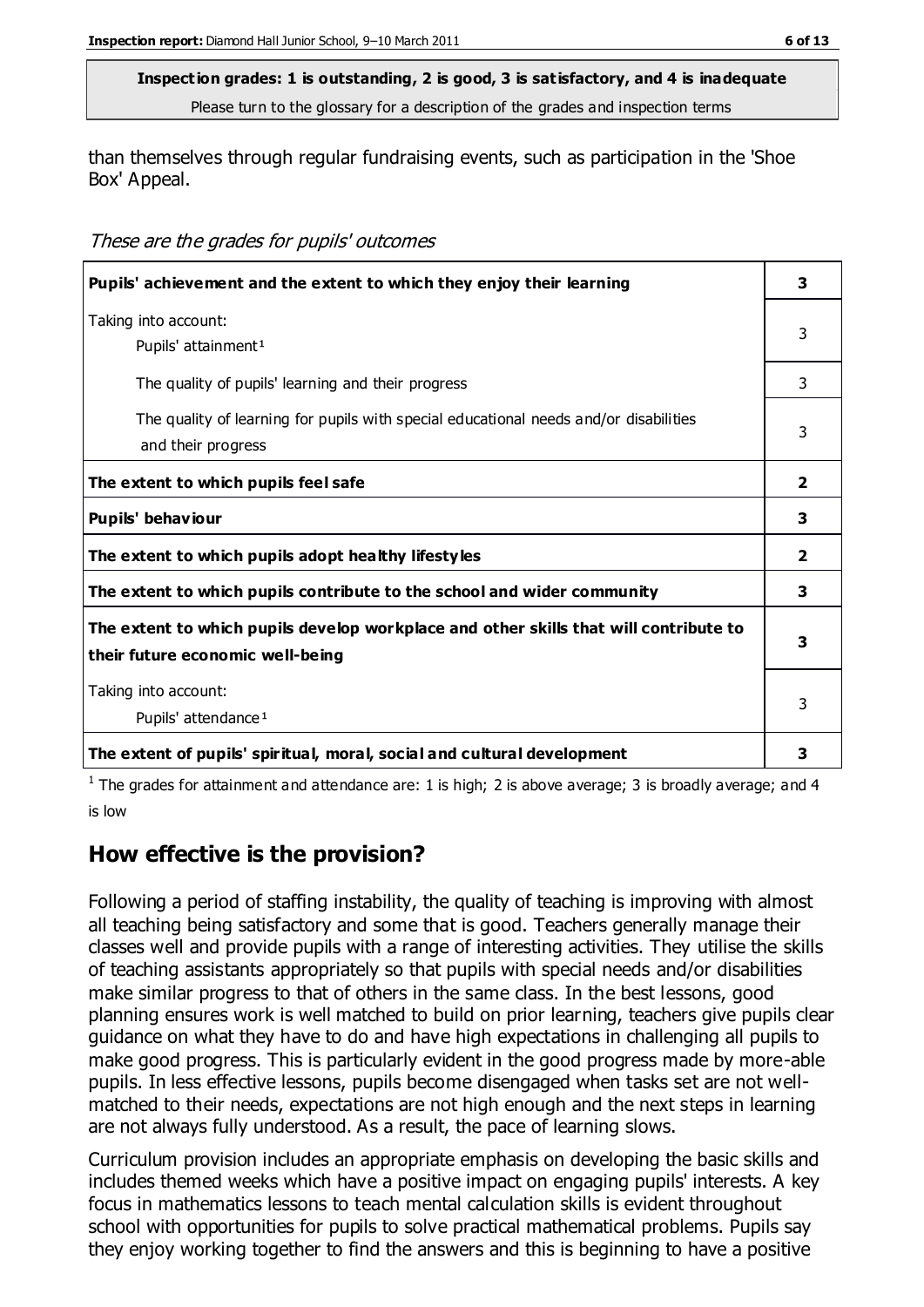**Inspection grades: 1 is outstanding, 2 is good, 3 is satisfactory, and 4 is inadequate**
Please turn to the glossary for a description of the grades and inspection terms

than themselves through regular fundraising events, such as participation in the 'Shoe Box' Appeal.

*These are the grades for pupils' outcomes*

| | |
|---|---|
| **Pupils' achievement and the extent to which they enjoy their learning** | **3** |
| Taking into account: Pupils' attainment[1] | 3 |
| The quality of pupils' learning and their progress | 3 |
| The quality of learning for pupils with special educational needs and/or disabilities and their progress | 3 |
| **The extent to which pupils feel safe** | **2** |
| **Pupils' behaviour** | **3** |
| **The extent to which pupils adopt healthy lifestyles** | **2** |
| **The extent to which pupils contribute to the school and wider community** | **3** |
| **The extent to which pupils develop workplace and other skills that will contribute to their future economic well-being** | **3** |
| Taking into account: Pupils' attendance[1] | 3 |
| **The extent of pupils' spiritual, moral, social and cultural development** | **3** |

[1] The grades for attainment and attendance are: 1 is high; 2 is above average; 3 is broadly average; and 4 is low

## How effective is the provision?

Following a period of staffing instability, the quality of teaching is improving with almost all teaching being satisfactory and some that is good. Teachers generally manage their classes well and provide pupils with a range of interesting activities. They utilise the skills of teaching assistants appropriately so that pupils with special needs and/or disabilities make similar progress to that of others in the same class. In the best lessons, good planning ensures work is well matched to build on prior learning, teachers give pupils clear guidance on what they have to do and have high expectations in challenging all pupils to make good progress. This is particularly evident in the good progress made by more-able pupils. In less effective lessons, pupils become disengaged when tasks set are not well-matched to their needs, expectations are not high enough and the next steps in learning are not always fully understood. As a result, the pace of learning slows.

Curriculum provision includes an appropriate emphasis on developing the basic skills and includes themed weeks which have a positive impact on engaging pupils' interests. A key focus in mathematics lessons to teach mental calculation skills is evident throughout school with opportunities for pupils to solve practical mathematical problems. Pupils say they enjoy working together to find the answers and this is beginning to have a positive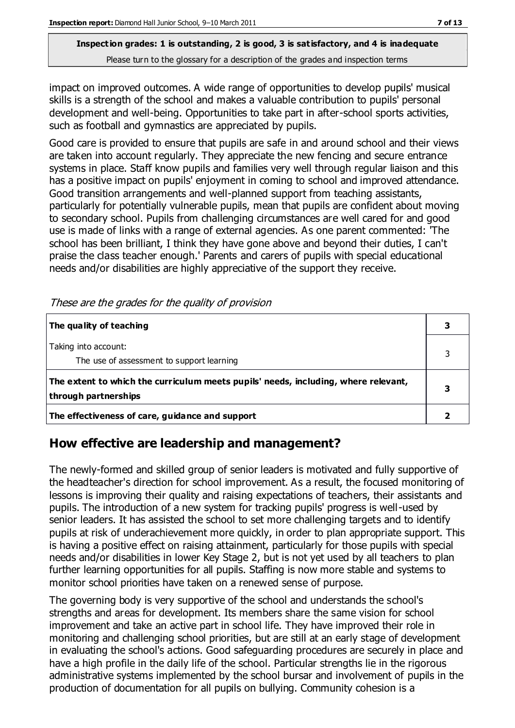impact on improved outcomes. A wide range of opportunities to develop pupils' musical skills is a strength of the school and makes a valuable contribution to pupils' personal development and well-being. Opportunities to take part in after-school sports activities, such as football and gymnastics are appreciated by pupils.

Good care is provided to ensure that pupils are safe in and around school and their views are taken into account regularly. They appreciate the new fencing and secure entrance systems in place. Staff know pupils and families very well through regular liaison and this has a positive impact on pupils' enjoyment in coming to school and improved attendance. Good transition arrangements and well-planned support from teaching assistants, particularly for potentially vulnerable pupils, mean that pupils are confident about moving to secondary school. Pupils from challenging circumstances are well cared for and good use is made of links with a range of external agencies. As one parent commented: 'The school has been brilliant, I think they have gone above and beyond their duties, I can't praise the class teacher enough.' Parents and carers of pupils with special educational needs and/or disabilities are highly appreciative of the support they receive.

*These are the grades for the quality of provision*

| | |
|---|---|
| **The quality of teaching** | **3** |
| Taking into account:<br>The use of assessment to support learning | 3 |
| **The extent to which the curriculum meets pupils' needs, including, where relevant, through partnerships** | **3** |
| **The effectiveness of care, guidance and support** | **2** |

## How effective are leadership and management?

The newly-formed and skilled group of senior leaders is motivated and fully supportive of the headteacher's direction for school improvement. As a result, the focused monitoring of lessons is improving their quality and raising expectations of teachers, their assistants and pupils. The introduction of a new system for tracking pupils' progress is well-used by senior leaders. It has assisted the school to set more challenging targets and to identify pupils at risk of underachievement more quickly, in order to plan appropriate support. This is having a positive effect on raising attainment, particularly for those pupils with special needs and/or disabilities in lower Key Stage 2, but is not yet used by all teachers to plan further learning opportunities for all pupils. Staffing is now more stable and systems to monitor school priorities have taken on a renewed sense of purpose.

The governing body is very supportive of the school and understands the school's strengths and areas for development. Its members share the same vision for school improvement and take an active part in school life. They have improved their role in monitoring and challenging school priorities, but are still at an early stage of development in evaluating the school's actions. Good safeguarding procedures are securely in place and have a high profile in the daily life of the school. Particular strengths lie in the rigorous administrative systems implemented by the school bursar and involvement of pupils in the production of documentation for all pupils on bullying. Community cohesion is a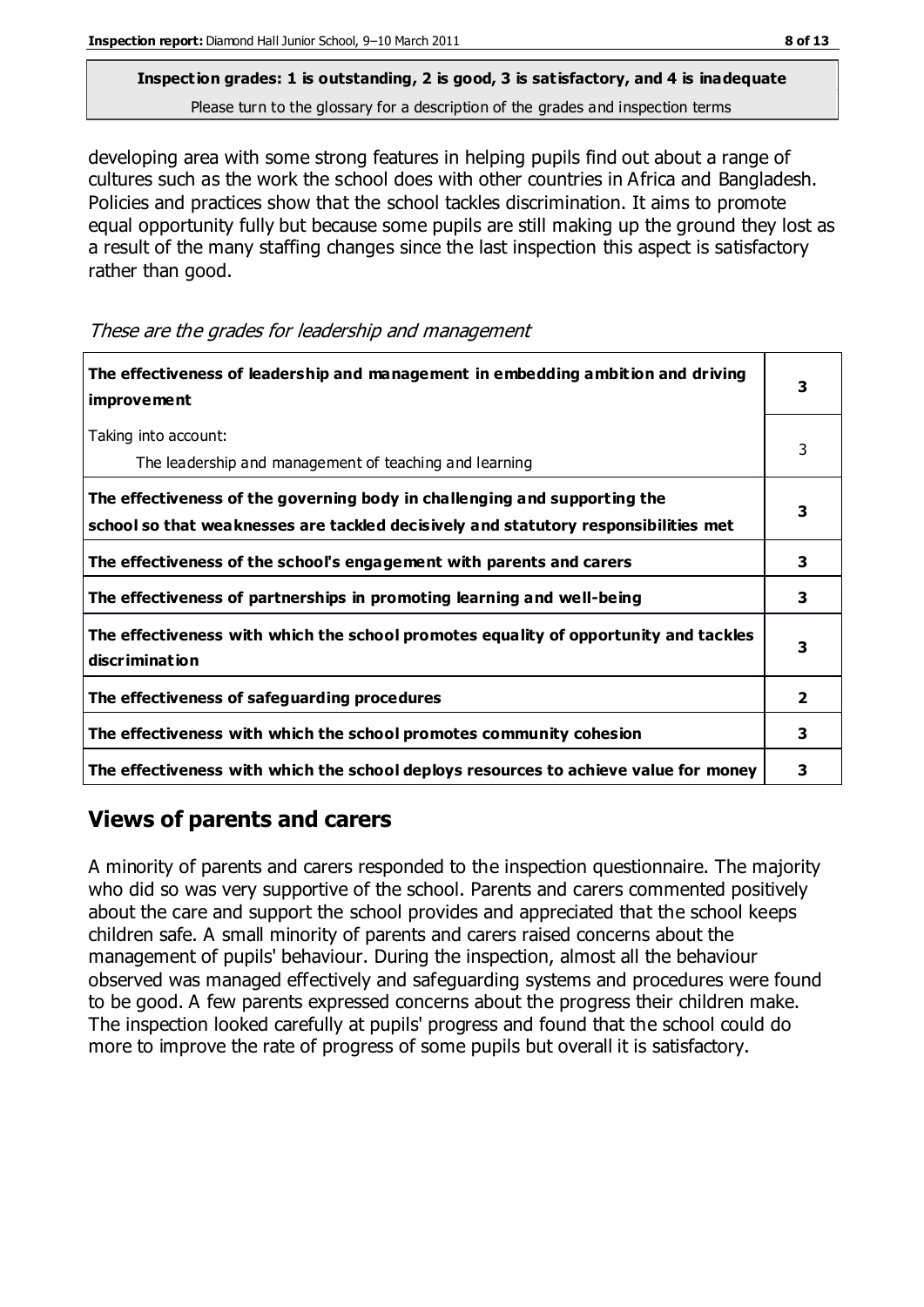**Inspection grades: 1 is outstanding, 2 is good, 3 is satisfactory, and 4 is inadequate**

Please turn to the glossary for a description of the grades and inspection terms

developing area with some strong features in helping pupils find out about a range of cultures such as the work the school does with other countries in Africa and Bangladesh. Policies and practices show that the school tackles discrimination. It aims to promote equal opportunity fully but because some pupils are still making up the ground they lost as a result of the many staffing changes since the last inspection this aspect is satisfactory rather than good.

*These are the grades for leadership and management*

| | |
|---|---|
| **The effectiveness of leadership and management in embedding ambition and driving improvement** | **3** |
| Taking into account:<br>The leadership and management of teaching and learning | 3 |
| **The effectiveness of the governing body in challenging and supporting the school so that weaknesses are tackled decisively and statutory responsibilities met** | **3** |
| **The effectiveness of the school's engagement with parents and carers** | **3** |
| **The effectiveness of partnerships in promoting learning and well-being** | **3** |
| **The effectiveness with which the school promotes equality of opportunity and tackles discrimination** | **3** |
| **The effectiveness of safeguarding procedures** | **2** |
| **The effectiveness with which the school promotes community cohesion** | **3** |
| **The effectiveness with which the school deploys resources to achieve value for money** | **3** |

## Views of parents and carers

A minority of parents and carers responded to the inspection questionnaire. The majority who did so was very supportive of the school. Parents and carers commented positively about the care and support the school provides and appreciated that the school keeps children safe. A small minority of parents and carers raised concerns about the management of pupils' behaviour. During the inspection, almost all the behaviour observed was managed effectively and safeguarding systems and procedures were found to be good. A few parents expressed concerns about the progress their children make. The inspection looked carefully at pupils' progress and found that the school could do more to improve the rate of progress of some pupils but overall it is satisfactory.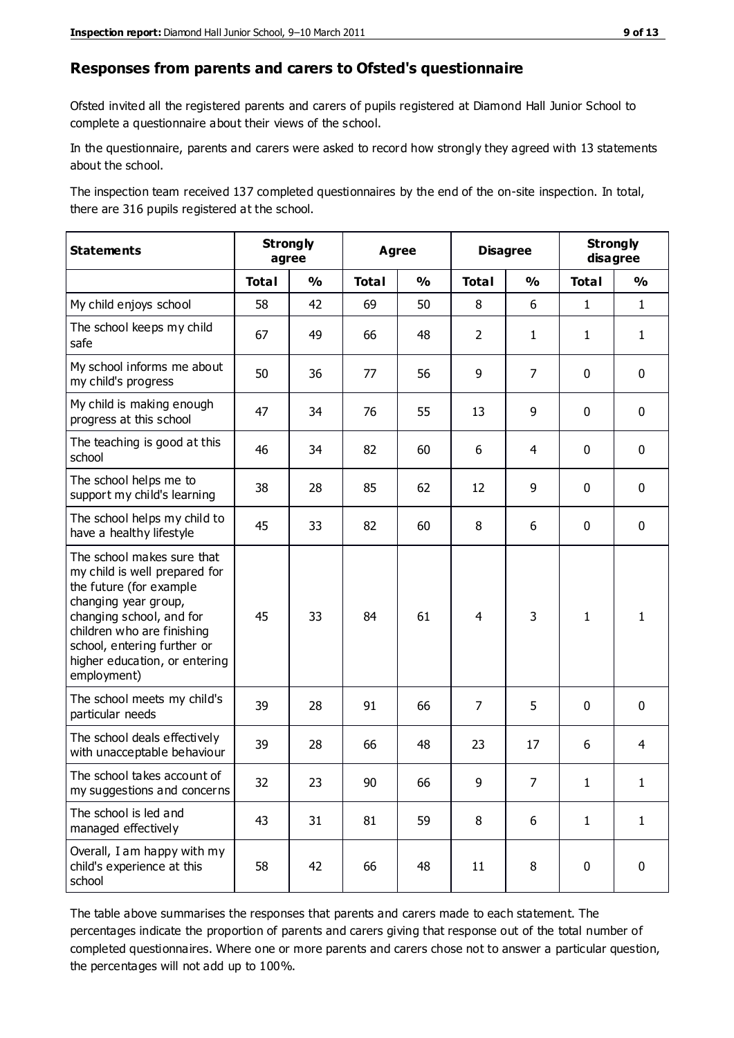## Responses from parents and carers to Ofsted's questionnaire

Ofsted invited all the registered parents and carers of pupils registered at Diamond Hall Junior School to complete a questionnaire about their views of the school.

In the questionnaire, parents and carers were asked to record how strongly they agreed with 13 statements about the school.

The inspection team received 137 completed questionnaires by the end of the on-site inspection. In total, there are 316 pupils registered at the school.

| Statements | Strongly agree | | Agree | | Disagree | | Strongly disagree | |
|---|---|---|---|---|---|---|---|---|
| | Total | % | Total | % | Total | % | Total | % |
| My child enjoys school | 58 | 42 | 69 | 50 | 8 | 6 | 1 | 1 |
| The school keeps my child safe | 67 | 49 | 66 | 48 | 2 | 1 | 1 | 1 |
| My school informs me about my child's progress | 50 | 36 | 77 | 56 | 9 | 7 | 0 | 0 |
| My child is making enough progress at this school | 47 | 34 | 76 | 55 | 13 | 9 | 0 | 0 |
| The teaching is good at this school | 46 | 34 | 82 | 60 | 6 | 4 | 0 | 0 |
| The school helps me to support my child's learning | 38 | 28 | 85 | 62 | 12 | 9 | 0 | 0 |
| The school helps my child to have a healthy lifestyle | 45 | 33 | 82 | 60 | 8 | 6 | 0 | 0 |
| The school makes sure that my child is well prepared for the future (for example changing year group, changing school, and for children who are finishing school, entering further or higher education, or entering employment) | 45 | 33 | 84 | 61 | 4 | 3 | 1 | 1 |
| The school meets my child's particular needs | 39 | 28 | 91 | 66 | 7 | 5 | 0 | 0 |
| The school deals effectively with unacceptable behaviour | 39 | 28 | 66 | 48 | 23 | 17 | 6 | 4 |
| The school takes account of my suggestions and concerns | 32 | 23 | 90 | 66 | 9 | 7 | 1 | 1 |
| The school is led and managed effectively | 43 | 31 | 81 | 59 | 8 | 6 | 1 | 1 |
| Overall, I am happy with my child's experience at this school | 58 | 42 | 66 | 48 | 11 | 8 | 0 | 0 |

The table above summarises the responses that parents and carers made to each statement. The percentages indicate the proportion of parents and carers giving that response out of the total number of completed questionnaires. Where one or more parents and carers chose not to answer a particular question, the percentages will not add up to 100%.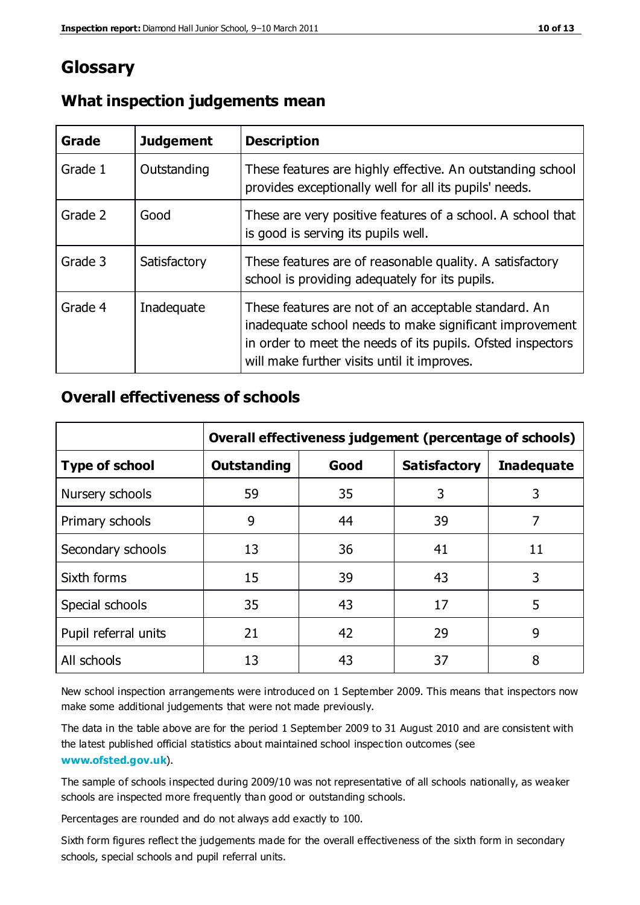# Glossary

## What inspection judgements mean

| Grade | Judgement | Description |
|---|---|---|
| Grade 1 | Outstanding | These features are highly effective. An outstanding school provides exceptionally well for all its pupils' needs. |
| Grade 2 | Good | These are very positive features of a school. A school that is good is serving its pupils well. |
| Grade 3 | Satisfactory | These features are of reasonable quality. A satisfactory school is providing adequately for its pupils. |
| Grade 4 | Inadequate | These features are not of an acceptable standard. An inadequate school needs to make significant improvement in order to meet the needs of its pupils. Ofsted inspectors will make further visits until it improves. |

## Overall effectiveness of schools

| | Overall effectiveness judgement (percentage of schools) | | | |
|---|---|---|---|---|
| **Type of school** | **Outstanding** | **Good** | **Satisfactory** | **Inadequate** |
| Nursery schools | 59 | 35 | 3 | 3 |
| Primary schools | 9 | 44 | 39 | 7 |
| Secondary schools | 13 | 36 | 41 | 11 |
| Sixth forms | 15 | 39 | 43 | 3 |
| Special schools | 35 | 43 | 17 | 5 |
| Pupil referral units | 21 | 42 | 29 | 9 |
| All schools | 13 | 43 | 37 | 8 |

New school inspection arrangements were introduced on 1 September 2009. This means that inspectors now make some additional judgements that were not made previously.

The data in the table above are for the period 1 September 2009 to 31 August 2010 and are consistent with the latest published official statistics about maintained school inspection outcomes (see **www.ofsted.gov.uk**).

The sample of schools inspected during 2009/10 was not representative of all schools nationally, as weaker schools are inspected more frequently than good or outstanding schools.

Percentages are rounded and do not always add exactly to 100.

Sixth form figures reflect the judgements made for the overall effectiveness of the sixth form in secondary schools, special schools and pupil referral units.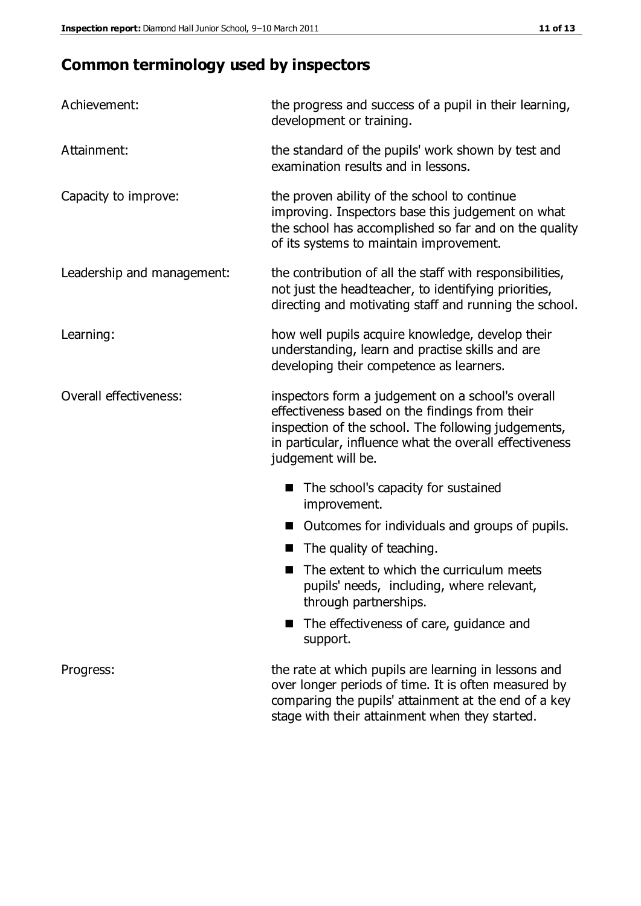## Common terminology used by inspectors

| | |
|---|---|
| Achievement: | the progress and success of a pupil in their learning, development or training. |
| Attainment: | the standard of the pupils' work shown by test and examination results and in lessons. |
| Capacity to improve: | the proven ability of the school to continue improving. Inspectors base this judgement on what the school has accomplished so far and on the quality of its systems to maintain improvement. |
| Leadership and management: | the contribution of all the staff with responsibilities, not just the headteacher, to identifying priorities, directing and motivating staff and running the school. |
| Learning: | how well pupils acquire knowledge, develop their understanding, learn and practise skills and are developing their competence as learners. |
| Overall effectiveness: | inspectors form a judgement on a school's overall effectiveness based on the findings from their inspection of the school. The following judgements, in particular, influence what the overall effectiveness judgement will be.<br>■ The school's capacity for sustained improvement.<br>■ Outcomes for individuals and groups of pupils.<br>■ The quality of teaching.<br>■ The extent to which the curriculum meets pupils' needs, including, where relevant, through partnerships.<br>■ The effectiveness of care, guidance and support. |
| Progress: | the rate at which pupils are learning in lessons and over longer periods of time. It is often measured by comparing the pupils' attainment at the end of a key stage with their attainment when they started. |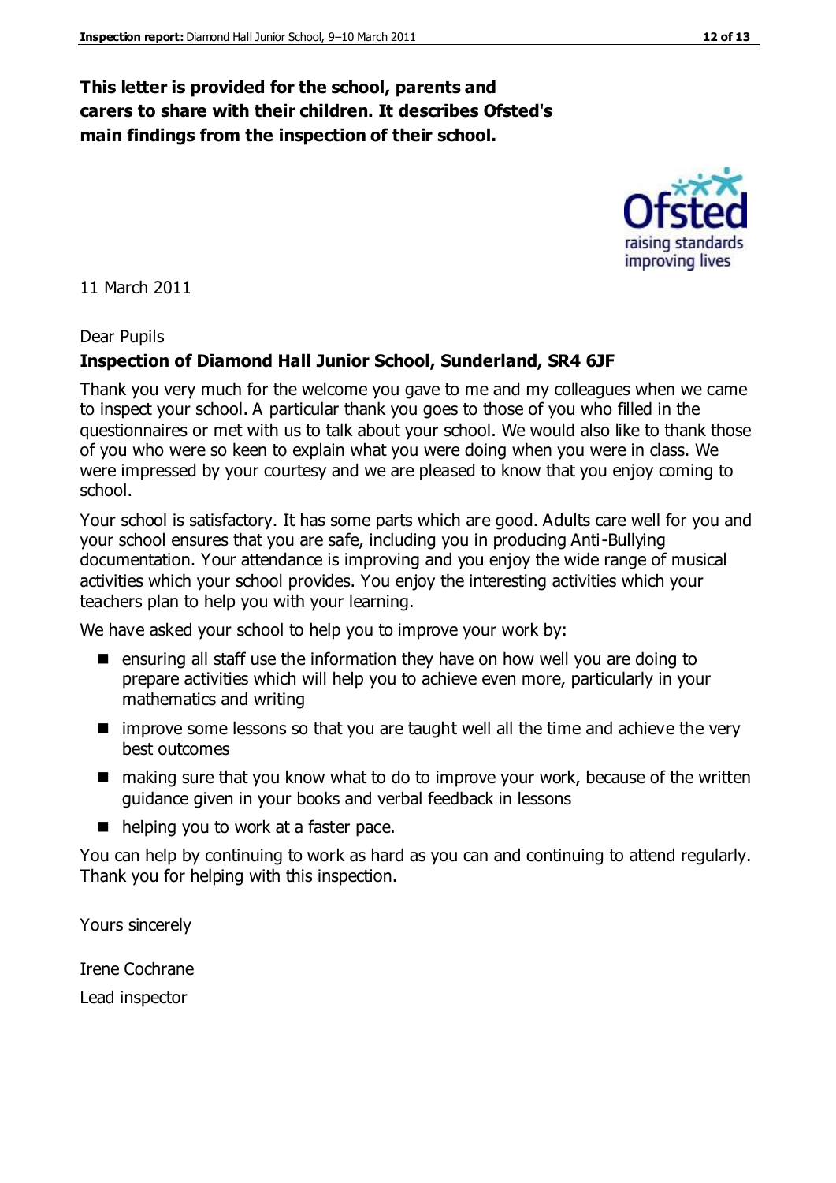**This letter is provided for the school, parents and carers to share with their children. It describes Ofsted's main findings from the inspection of their school.**

11 March 2011

Dear Pupils

**Inspection of Diamond Hall Junior School, Sunderland, SR4 6JF**

Thank you very much for the welcome you gave to me and my colleagues when we came to inspect your school. A particular thank you goes to those of you who filled in the questionnaires or met with us to talk about your school. We would also like to thank those of you who were so keen to explain what you were doing when you were in class. We were impressed by your courtesy and we are pleased to know that you enjoy coming to school.

Your school is satisfactory. It has some parts which are good. Adults care well for you and your school ensures that you are safe, including you in producing Anti-Bullying documentation. Your attendance is improving and you enjoy the wide range of musical activities which your school provides. You enjoy the interesting activities which your teachers plan to help you with your learning.

We have asked your school to help you to improve your work by:

- ensuring all staff use the information they have on how well you are doing to prepare activities which will help you to achieve even more, particularly in your mathematics and writing
- improve some lessons so that you are taught well all the time and achieve the very best outcomes
- making sure that you know what to do to improve your work, because of the written guidance given in your books and verbal feedback in lessons
- helping you to work at a faster pace.

You can help by continuing to work as hard as you can and continuing to attend regularly. Thank you for helping with this inspection.

Yours sincerely

Irene Cochrane

Lead inspector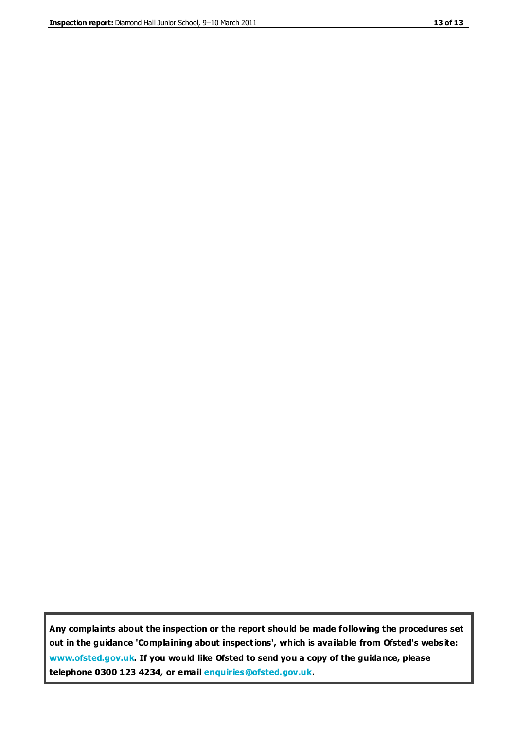**Any complaints about the inspection or the report should be made following the procedures set out in the guidance 'Complaining about inspections', which is available from Ofsted's website: www.ofsted.gov.uk. If you would like Ofsted to send you a copy of the guidance, please telephone 0300 123 4234, or email enquiries@ofsted.gov.uk.**